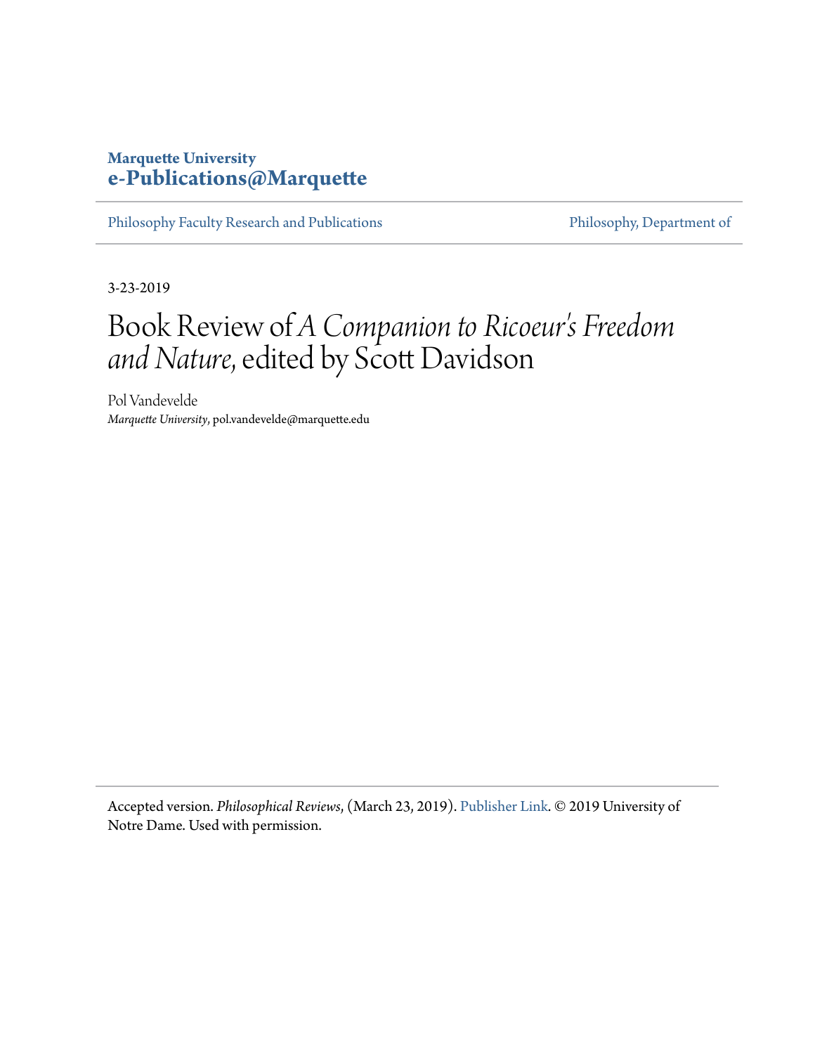Marquette University
**e-Publications@Marquette**

Philosophy Faculty Research and Publications | Philosophy, Department of

3-23-2019

# Book Review of *A Companion to Ricoeur's Freedom and Nature,* edited by Scott Davidson

Pol Vandevelde
*Marquette University*, pol.vandevelde@marquette.edu

Accepted version. *Philosophical Reviews,* (March 23, 2019). Publisher Link. © 2019 University of Notre Dame. Used with permission.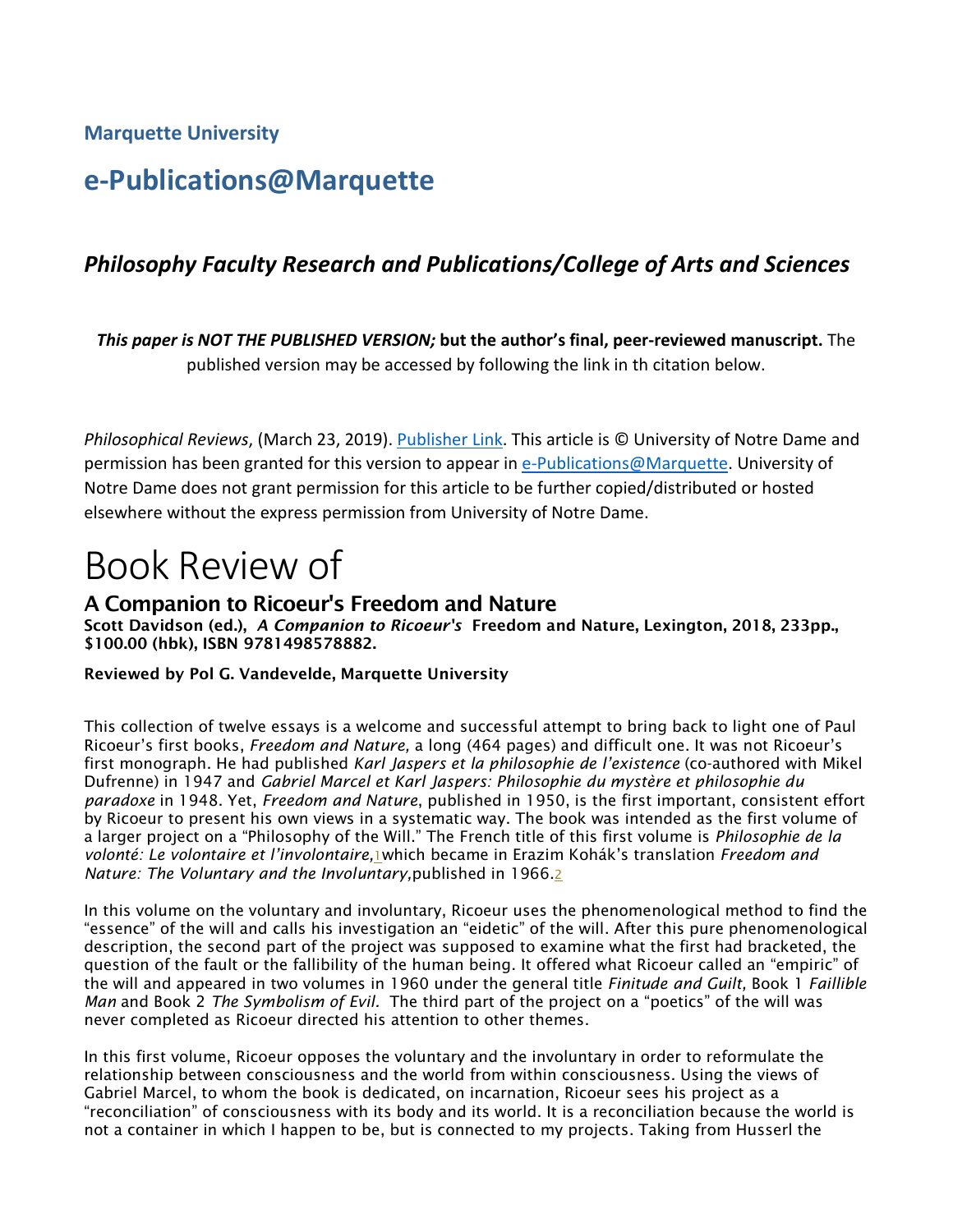**Marquette University**

# e-Publications@Marquette

## *Philosophy Faculty Research and Publications/College of Arts and Sciences*

***This paper is NOT THE PUBLISHED VERSION;* but the author's final, peer-reviewed manuscript.** The published version may be accessed by following the link in th citation below.

*Philosophical Reviews*, (March 23, 2019). Publisher Link. This article is © University of Notre Dame and permission has been granted for this version to appear in e-Publications@Marquette. University of Notre Dame does not grant permission for this article to be further copied/distributed or hosted elsewhere without the express permission from University of Notre Dame.

# Book Review of

## A Companion to Ricoeur's Freedom and Nature

**Scott Davidson (ed.), *A Companion to Ricoeur's* Freedom and Nature, Lexington, 2018, 233pp., $100.00 (hbk), ISBN 9781498578882.**

**Reviewed by Pol G. Vandevelde, Marquette University**

This collection of twelve essays is a welcome and successful attempt to bring back to light one of Paul Ricoeur's first books, *Freedom and Nature,* a long (464 pages) and difficult one. It was not Ricoeur's first monograph. He had published *Karl Jaspers et la philosophie de l'existence* (co-authored with Mikel Dufrenne) in 1947 and *Gabriel Marcel et Karl Jaspers: Philosophie du mystère et philosophie du paradoxe* in 1948. Yet, *Freedom and Nature*, published in 1950, is the first important, consistent effort by Ricoeur to present his own views in a systematic way. The book was intended as the first volume of a larger project on a "Philosophy of the Will." The French title of this first volume is *Philosophie de la volonté: Le volontaire et l'involontaire,*[1] which became in Erazim Kohák's translation *Freedom and Nature: The Voluntary and the Involuntary,* published in 1966.[2]

In this volume on the voluntary and involuntary, Ricoeur uses the phenomenological method to find the "essence" of the will and calls his investigation an "eidetic" of the will. After this pure phenomenological description, the second part of the project was supposed to examine what the first had bracketed, the question of the fault or the fallibility of the human being. It offered what Ricoeur called an "empiric" of the will and appeared in two volumes in 1960 under the general title *Finitude and Guilt,* Book 1 *Faillible Man* and Book 2 *The Symbolism of Evil.* The third part of the project on a "poetics" of the will was never completed as Ricoeur directed his attention to other themes.

In this first volume, Ricoeur opposes the voluntary and the involuntary in order to reformulate the relationship between consciousness and the world from within consciousness. Using the views of Gabriel Marcel, to whom the book is dedicated, on incarnation, Ricoeur sees his project as a "reconciliation" of consciousness with its body and its world. It is a reconciliation because the world is not a container in which I happen to be, but is connected to my projects. Taking from Husserl the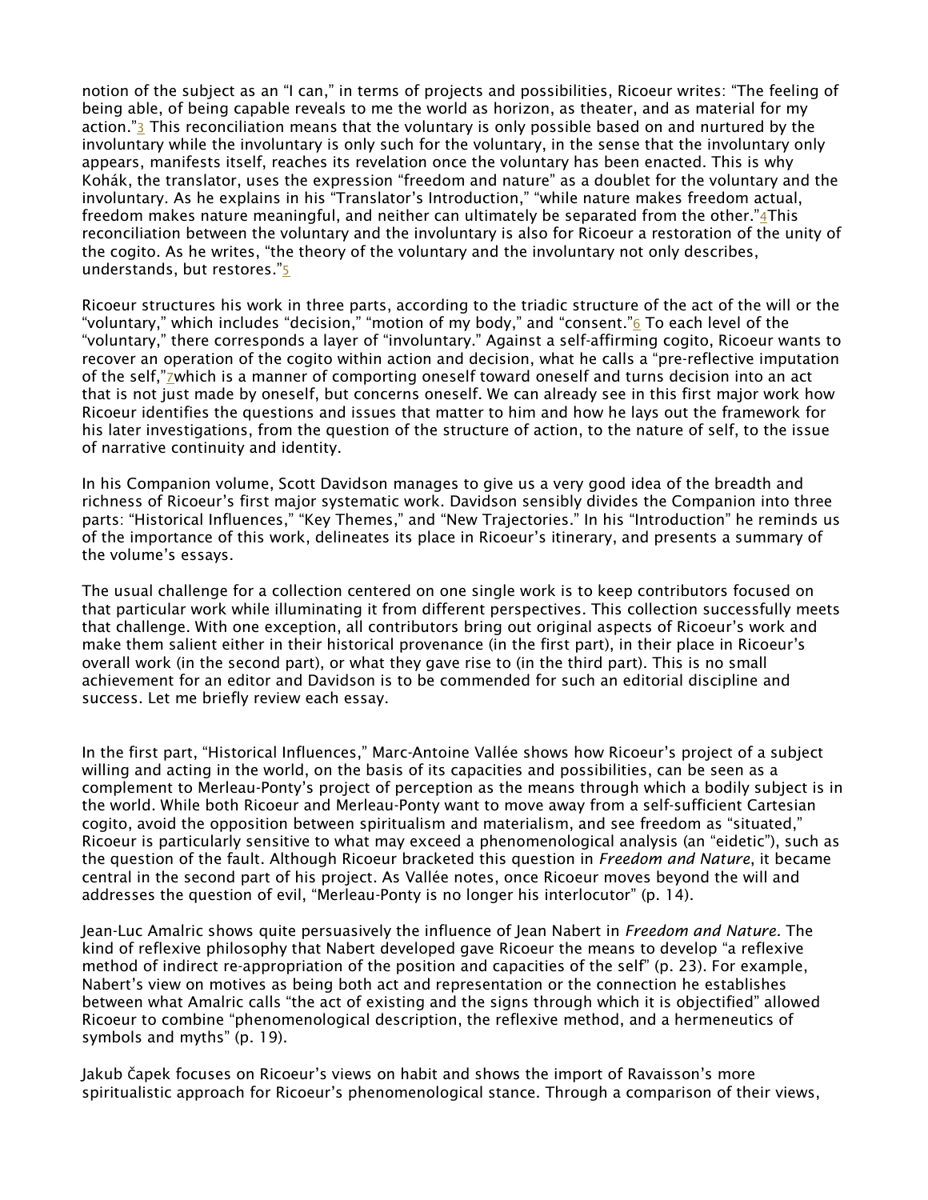notion of the subject as an "I can," in terms of projects and possibilities, Ricoeur writes: "The feeling of being able, of being capable reveals to me the world as horizon, as theater, and as material for my action."[3] This reconciliation means that the voluntary is only possible based on and nurtured by the involuntary while the involuntary is only such for the voluntary, in the sense that the involuntary only appears, manifests itself, reaches its revelation once the voluntary has been enacted. This is why Kohák, the translator, uses the expression "freedom and nature" as a doublet for the voluntary and the involuntary. As he explains in his "Translator's Introduction," "while nature makes freedom actual, freedom makes nature meaningful, and neither can ultimately be separated from the other."[4]This reconciliation between the voluntary and the involuntary is also for Ricoeur a restoration of the unity of the cogito. As he writes, "the theory of the voluntary and the involuntary not only describes, understands, but restores."[5]

Ricoeur structures his work in three parts, according to the triadic structure of the act of the will or the "voluntary," which includes "decision," "motion of my body," and "consent."[6] To each level of the "voluntary," there corresponds a layer of "involuntary." Against a self-affirming cogito, Ricoeur wants to recover an operation of the cogito within action and decision, what he calls a "pre-reflective imputation of the self,"[7]which is a manner of comporting oneself toward oneself and turns decision into an act that is not just made by oneself, but concerns oneself. We can already see in this first major work how Ricoeur identifies the questions and issues that matter to him and how he lays out the framework for his later investigations, from the question of the structure of action, to the nature of self, to the issue of narrative continuity and identity.

In his Companion volume, Scott Davidson manages to give us a very good idea of the breadth and richness of Ricoeur's first major systematic work. Davidson sensibly divides the Companion into three parts: "Historical Influences," "Key Themes," and "New Trajectories." In his "Introduction" he reminds us of the importance of this work, delineates its place in Ricoeur's itinerary, and presents a summary of the volume's essays.

The usual challenge for a collection centered on one single work is to keep contributors focused on that particular work while illuminating it from different perspectives. This collection successfully meets that challenge. With one exception, all contributors bring out original aspects of Ricoeur's work and make them salient either in their historical provenance (in the first part), in their place in Ricoeur's overall work (in the second part), or what they gave rise to (in the third part). This is no small achievement for an editor and Davidson is to be commended for such an editorial discipline and success. Let me briefly review each essay.

In the first part, "Historical Influences," Marc-Antoine Vallée shows how Ricoeur's project of a subject willing and acting in the world, on the basis of its capacities and possibilities, can be seen as a complement to Merleau-Ponty's project of perception as the means through which a bodily subject is in the world. While both Ricoeur and Merleau-Ponty want to move away from a self-sufficient Cartesian cogito, avoid the opposition between spiritualism and materialism, and see freedom as "situated," Ricoeur is particularly sensitive to what may exceed a phenomenological analysis (an "eidetic"), such as the question of the fault. Although Ricoeur bracketed this question in *Freedom and Nature*, it became central in the second part of his project. As Vallée notes, once Ricoeur moves beyond the will and addresses the question of evil, "Merleau-Ponty is no longer his interlocutor" (p. 14).

Jean-Luc Amalric shows quite persuasively the influence of Jean Nabert in *Freedom and Nature.* The kind of reflexive philosophy that Nabert developed gave Ricoeur the means to develop "a reflexive method of indirect re-appropriation of the position and capacities of the self" (p. 23). For example, Nabert's view on motives as being both act and representation or the connection he establishes between what Amalric calls "the act of existing and the signs through which it is objectified" allowed Ricoeur to combine "phenomenological description, the reflexive method, and a hermeneutics of symbols and myths" (p. 19).

Jakub Čapek focuses on Ricoeur's views on habit and shows the import of Ravaisson's more spiritualistic approach for Ricoeur's phenomenological stance. Through a comparison of their views,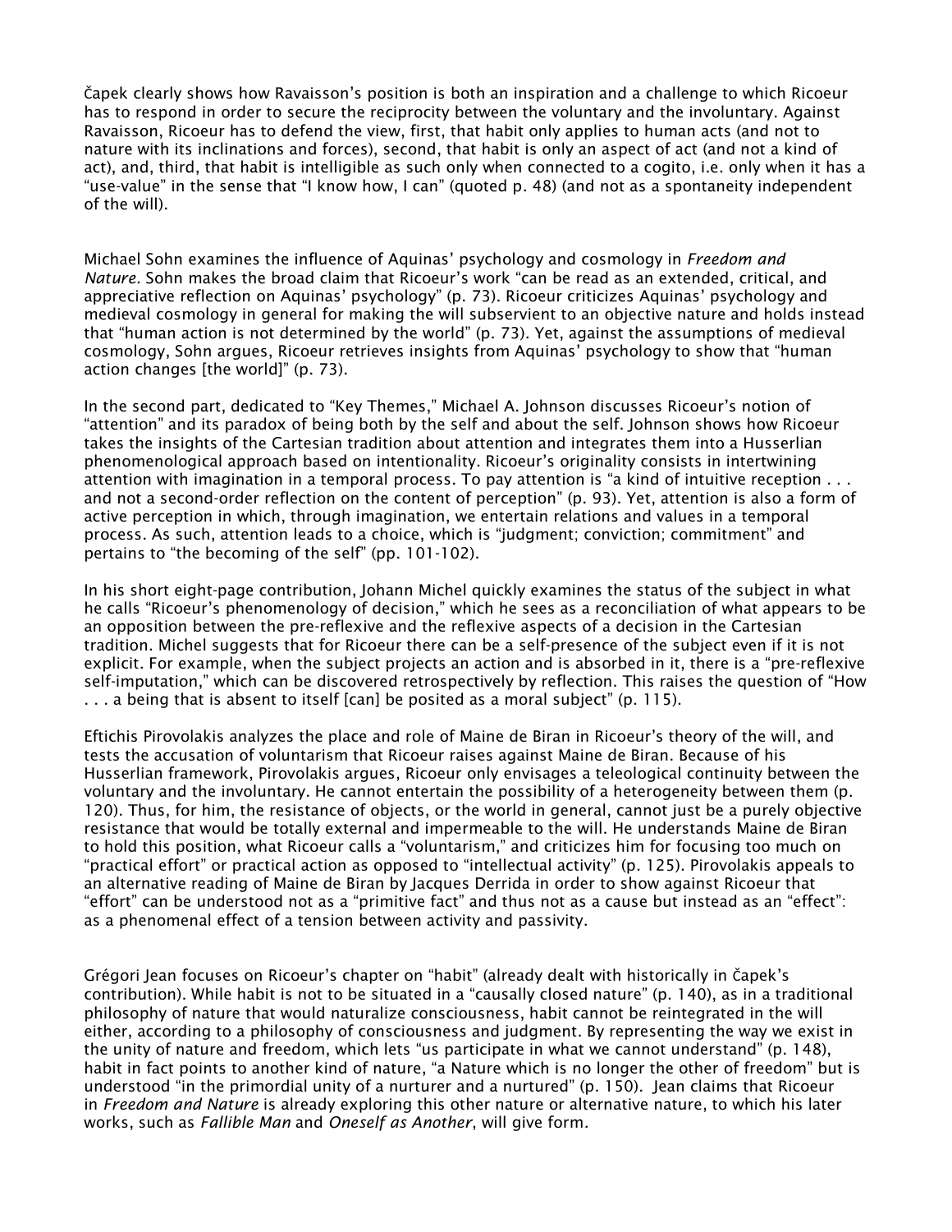Čapek clearly shows how Ravaisson's position is both an inspiration and a challenge to which Ricoeur has to respond in order to secure the reciprocity between the voluntary and the involuntary. Against Ravaisson, Ricoeur has to defend the view, first, that habit only applies to human acts (and not to nature with its inclinations and forces), second, that habit is only an aspect of act (and not a kind of act), and, third, that habit is intelligible as such only when connected to a cogito, i.e. only when it has a "use-value" in the sense that "I know how, I can" (quoted p. 48) (and not as a spontaneity independent of the will).

Michael Sohn examines the influence of Aquinas' psychology and cosmology in *Freedom and Nature*. Sohn makes the broad claim that Ricoeur's work "can be read as an extended, critical, and appreciative reflection on Aquinas' psychology" (p. 73). Ricoeur criticizes Aquinas' psychology and medieval cosmology in general for making the will subservient to an objective nature and holds instead that "human action is not determined by the world" (p. 73). Yet, against the assumptions of medieval cosmology, Sohn argues, Ricoeur retrieves insights from Aquinas' psychology to show that "human action changes [the world]" (p. 73).

In the second part, dedicated to "Key Themes," Michael A. Johnson discusses Ricoeur's notion of "attention" and its paradox of being both by the self and about the self. Johnson shows how Ricoeur takes the insights of the Cartesian tradition about attention and integrates them into a Husserlian phenomenological approach based on intentionality. Ricoeur's originality consists in intertwining attention with imagination in a temporal process. To pay attention is "a kind of intuitive reception . . . and not a second-order reflection on the content of perception" (p. 93). Yet, attention is also a form of active perception in which, through imagination, we entertain relations and values in a temporal process. As such, attention leads to a choice, which is "judgment; conviction; commitment" and pertains to "the becoming of the self" (pp. 101-102).

In his short eight-page contribution, Johann Michel quickly examines the status of the subject in what he calls "Ricoeur's phenomenology of decision," which he sees as a reconciliation of what appears to be an opposition between the pre-reflexive and the reflexive aspects of a decision in the Cartesian tradition. Michel suggests that for Ricoeur there can be a self-presence of the subject even if it is not explicit. For example, when the subject projects an action and is absorbed in it, there is a "pre-reflexive self-imputation," which can be discovered retrospectively by reflection. This raises the question of "How . . . a being that is absent to itself [can] be posited as a moral subject" (p. 115).

Eftichis Pirovolakis analyzes the place and role of Maine de Biran in Ricoeur's theory of the will, and tests the accusation of voluntarism that Ricoeur raises against Maine de Biran. Because of his Husserlian framework, Pirovolakis argues, Ricoeur only envisages a teleological continuity between the voluntary and the involuntary. He cannot entertain the possibility of a heterogeneity between them (p. 120). Thus, for him, the resistance of objects, or the world in general, cannot just be a purely objective resistance that would be totally external and impermeable to the will. He understands Maine de Biran to hold this position, what Ricoeur calls a "voluntarism," and criticizes him for focusing too much on "practical effort" or practical action as opposed to "intellectual activity" (p. 125). Pirovolakis appeals to an alternative reading of Maine de Biran by Jacques Derrida in order to show against Ricoeur that "effort" can be understood not as a "primitive fact" and thus not as a cause but instead as an "effect": as a phenomenal effect of a tension between activity and passivity.

Grégori Jean focuses on Ricoeur's chapter on "habit" (already dealt with historically in Čapek's contribution). While habit is not to be situated in a "causally closed nature" (p. 140), as in a traditional philosophy of nature that would naturalize consciousness, habit cannot be reintegrated in the will either, according to a philosophy of consciousness and judgment. By representing the way we exist in the unity of nature and freedom, which lets "us participate in what we cannot understand" (p. 148), habit in fact points to another kind of nature, "a Nature which is no longer the other of freedom" but is understood "in the primordial unity of a nurturer and a nurtured" (p. 150). Jean claims that Ricoeur in *Freedom and Nature* is already exploring this other nature or alternative nature, to which his later works, such as *Fallible Man* and *Oneself as Another*, will give form.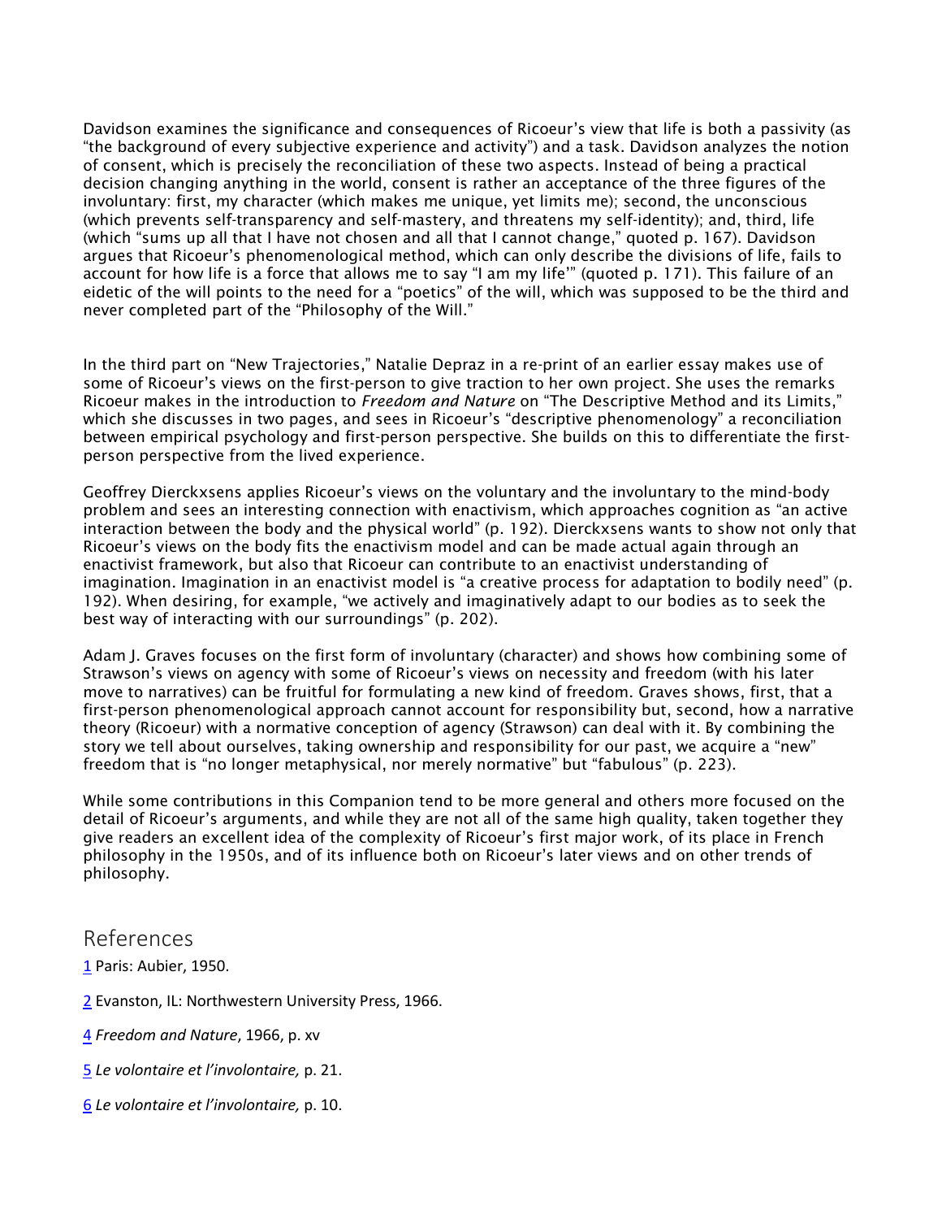Davidson examines the significance and consequences of Ricoeur's view that life is both a passivity (as "the background of every subjective experience and activity") and a task. Davidson analyzes the notion of consent, which is precisely the reconciliation of these two aspects. Instead of being a practical decision changing anything in the world, consent is rather an acceptance of the three figures of the involuntary: first, my character (which makes me unique, yet limits me); second, the unconscious (which prevents self-transparency and self-mastery, and threatens my self-identity); and, third, life (which "sums up all that I have not chosen and all that I cannot change," quoted p. 167). Davidson argues that Ricoeur's phenomenological method, which can only describe the divisions of life, fails to account for how life is a force that allows me to say "I am my life'" (quoted p. 171). This failure of an eidetic of the will points to the need for a "poetics" of the will, which was supposed to be the third and never completed part of the "Philosophy of the Will."

In the third part on "New Trajectories," Natalie Depraz in a re-print of an earlier essay makes use of some of Ricoeur's views on the first-person to give traction to her own project. She uses the remarks Ricoeur makes in the introduction to *Freedom and Nature* on "The Descriptive Method and its Limits," which she discusses in two pages, and sees in Ricoeur's "descriptive phenomenology" a reconciliation between empirical psychology and first-person perspective. She builds on this to differentiate the first-person perspective from the lived experience.

Geoffrey Dierckxsens applies Ricoeur's views on the voluntary and the involuntary to the mind-body problem and sees an interesting connection with enactivism, which approaches cognition as "an active interaction between the body and the physical world" (p. 192). Dierckxsens wants to show not only that Ricoeur's views on the body fits the enactivism model and can be made actual again through an enactivist framework, but also that Ricoeur can contribute to an enactivist understanding of imagination. Imagination in an enactivist model is "a creative process for adaptation to bodily need" (p. 192). When desiring, for example, "we actively and imaginatively adapt to our bodies as to seek the best way of interacting with our surroundings" (p. 202).

Adam J. Graves focuses on the first form of involuntary (character) and shows how combining some of Strawson's views on agency with some of Ricoeur's views on necessity and freedom (with his later move to narratives) can be fruitful for formulating a new kind of freedom. Graves shows, first, that a first-person phenomenological approach cannot account for responsibility but, second, how a narrative theory (Ricoeur) with a normative conception of agency (Strawson) can deal with it. By combining the story we tell about ourselves, taking ownership and responsibility for our past, we acquire a "new" freedom that is "no longer metaphysical, nor merely normative" but "fabulous" (p. 223).

While some contributions in this Companion tend to be more general and others more focused on the detail of Ricoeur's arguments, and while they are not all of the same high quality, taken together they give readers an excellent idea of the complexity of Ricoeur's first major work, of its place in French philosophy in the 1950s, and of its influence both on Ricoeur's later views and on other trends of philosophy.

## References

1 Paris: Aubier, 1950.

2 Evanston, IL: Northwestern University Press, 1966.

4 *Freedom and Nature*, 1966, p. xv

5 *Le volontaire et l'involontaire,* p. 21.

6 *Le volontaire et l'involontaire,* p. 10.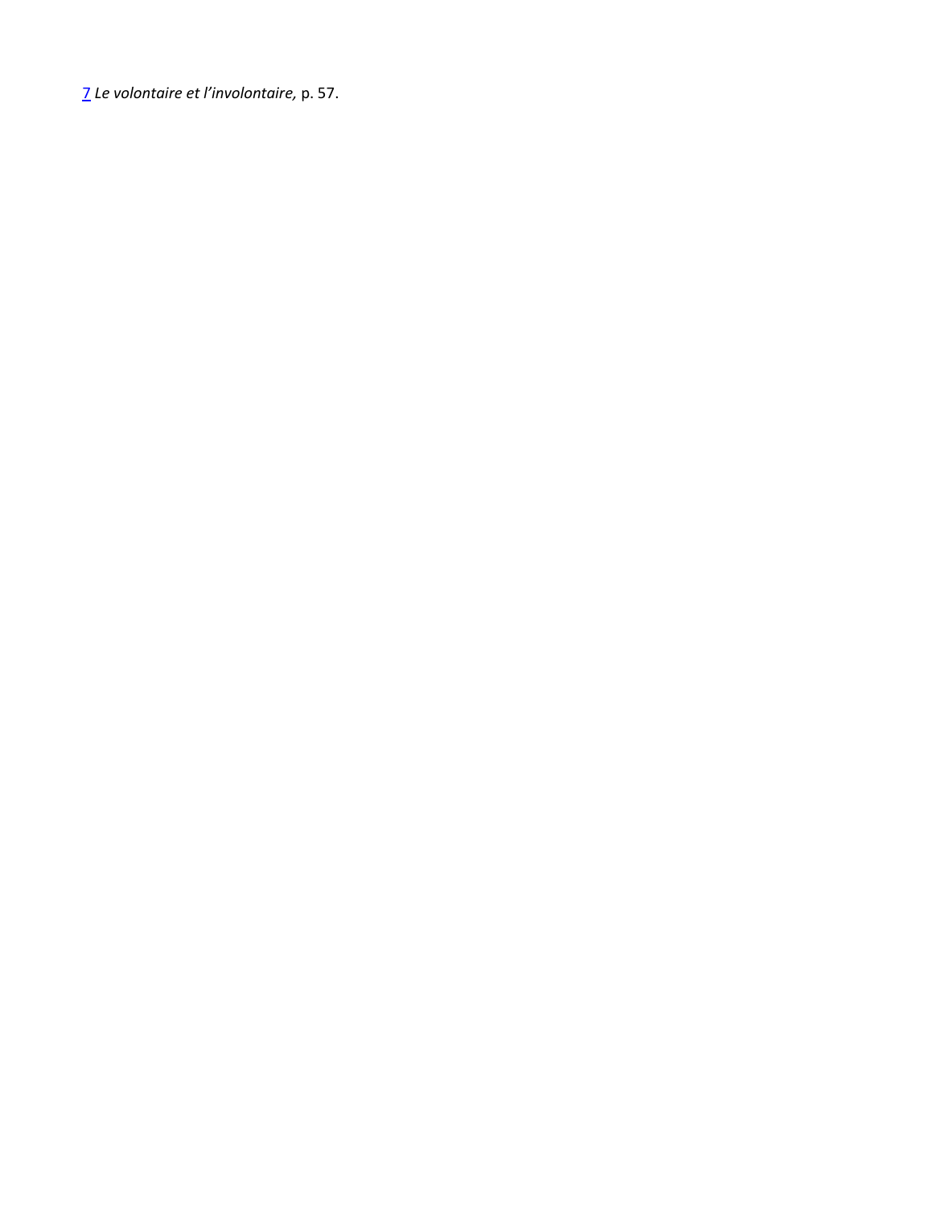[7] *Le volontaire et l'involontaire,* p. 57.